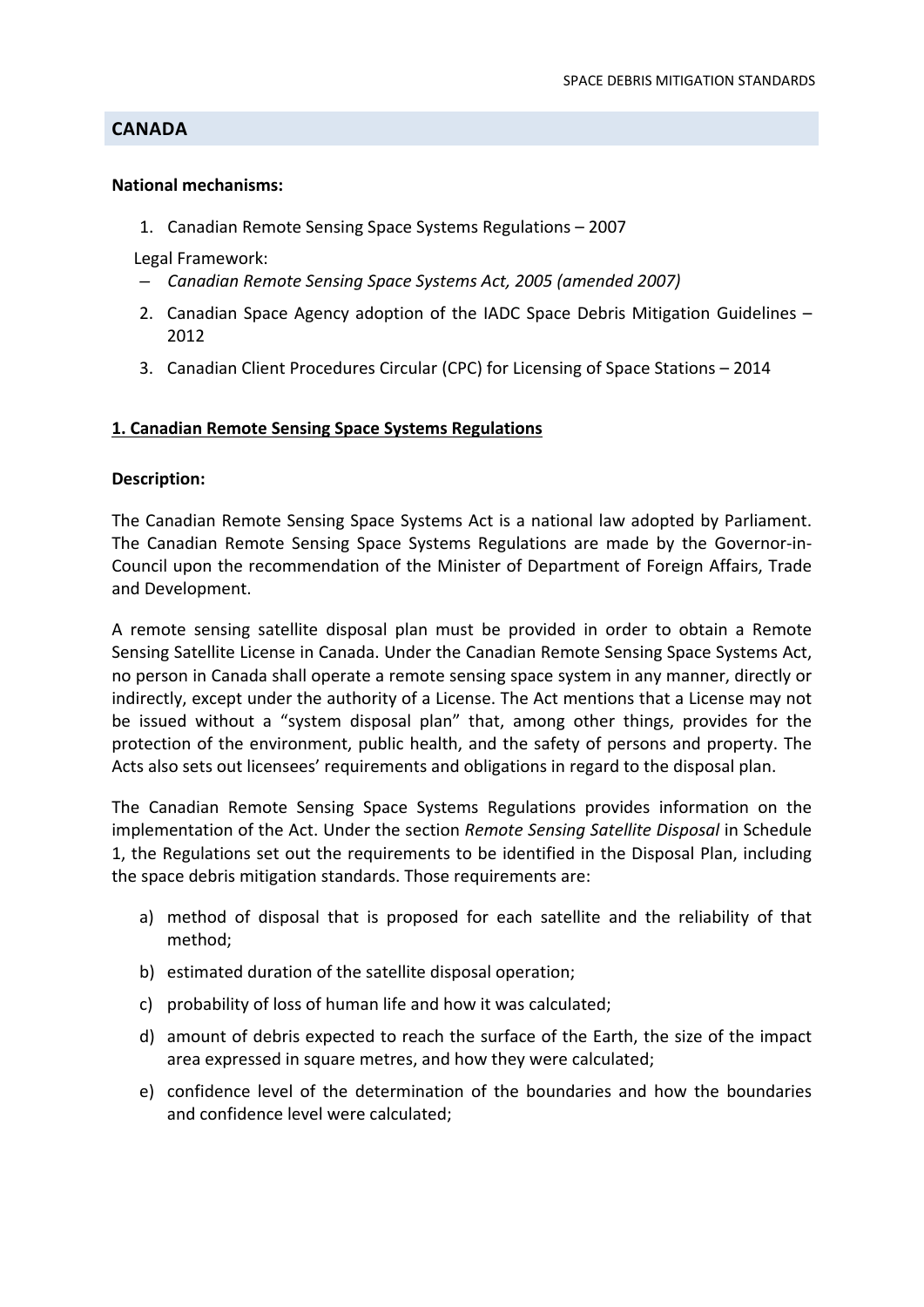## CANADA

**National mechanisms:**

1. Canadian Remote Sensing Space Systems Regulations – 2007

   Legal Framework:
   - *Canadian Remote Sensing Space Systems Act, 2005 (amended 2007)*

2. Canadian Space Agency adoption of the IADC Space Debris Mitigation Guidelines – 2012
3. Canadian Client Procedures Circular (CPC) for Licensing of Space Stations – 2014

### 1. Canadian Remote Sensing Space Systems Regulations

**Description:**

The Canadian Remote Sensing Space Systems Act is a national law adopted by Parliament. The Canadian Remote Sensing Space Systems Regulations are made by the Governor-in-Council upon the recommendation of the Minister of Department of Foreign Affairs, Trade and Development.

A remote sensing satellite disposal plan must be provided in order to obtain a Remote Sensing Satellite License in Canada. Under the Canadian Remote Sensing Space Systems Act, no person in Canada shall operate a remote sensing space system in any manner, directly or indirectly, except under the authority of a License. The Act mentions that a License may not be issued without a "system disposal plan" that, among other things, provides for the protection of the environment, public health, and the safety of persons and property. The Acts also sets out licensees' requirements and obligations in regard to the disposal plan.

The Canadian Remote Sensing Space Systems Regulations provides information on the implementation of the Act. Under the section *Remote Sensing Satellite Disposal* in Schedule 1, the Regulations set out the requirements to be identified in the Disposal Plan, including the space debris mitigation standards. Those requirements are:

a) method of disposal that is proposed for each satellite and the reliability of that method;
b) estimated duration of the satellite disposal operation;
c) probability of loss of human life and how it was calculated;
d) amount of debris expected to reach the surface of the Earth, the size of the impact area expressed in square metres, and how they were calculated;
e) confidence level of the determination of the boundaries and how the boundaries and confidence level were calculated;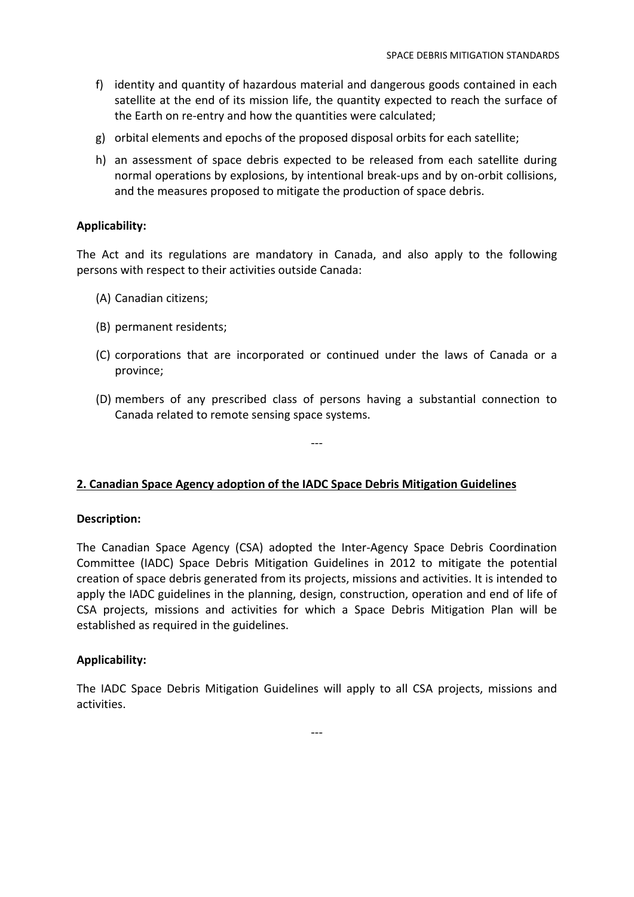f) identity and quantity of hazardous material and dangerous goods contained in each satellite at the end of its mission life, the quantity expected to reach the surface of the Earth on re-entry and how the quantities were calculated;

g) orbital elements and epochs of the proposed disposal orbits for each satellite;

h) an assessment of space debris expected to be released from each satellite during normal operations by explosions, by intentional break-ups and by on-orbit collisions, and the measures proposed to mitigate the production of space debris.

**Applicability:**

The Act and its regulations are mandatory in Canada, and also apply to the following persons with respect to their activities outside Canada:

(A) Canadian citizens;

(B) permanent residents;

(C) corporations that are incorporated or continued under the laws of Canada or a province;

(D) members of any prescribed class of persons having a substantial connection to Canada related to remote sensing space systems.

---

**2. Canadian Space Agency adoption of the IADC Space Debris Mitigation Guidelines**

**Description:**

The Canadian Space Agency (CSA) adopted the Inter-Agency Space Debris Coordination Committee (IADC) Space Debris Mitigation Guidelines in 2012 to mitigate the potential creation of space debris generated from its projects, missions and activities. It is intended to apply the IADC guidelines in the planning, design, construction, operation and end of life of CSA projects, missions and activities for which a Space Debris Mitigation Plan will be established as required in the guidelines.

**Applicability:**

The IADC Space Debris Mitigation Guidelines will apply to all CSA projects, missions and activities.

---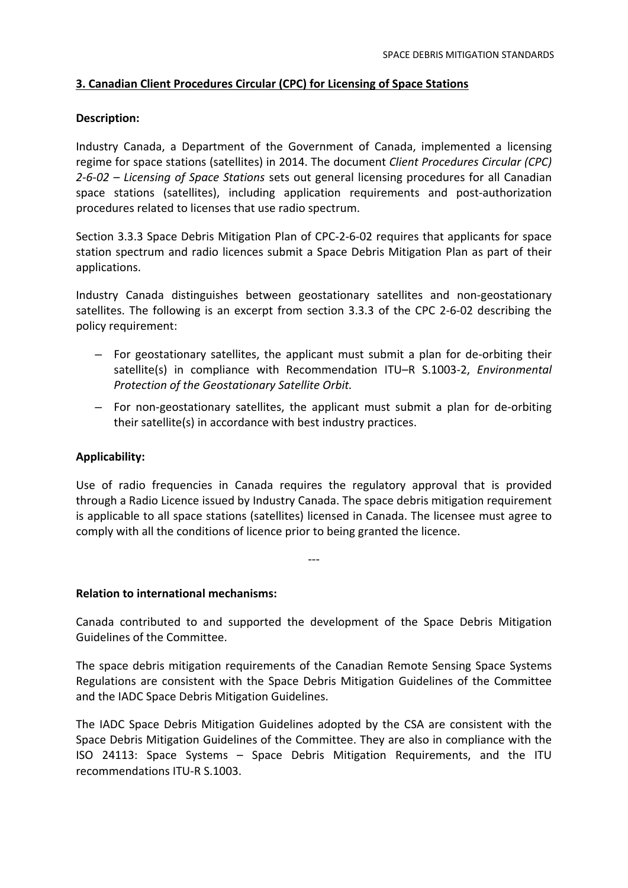## 3. Canadian Client Procedures Circular (CPC) for Licensing of Space Stations

**Description:**

Industry Canada, a Department of the Government of Canada, implemented a licensing regime for space stations (satellites) in 2014. The document *Client Procedures Circular (CPC) 2-6-02 – Licensing of Space Stations* sets out general licensing procedures for all Canadian space stations (satellites), including application requirements and post-authorization procedures related to licenses that use radio spectrum.

Section 3.3.3 Space Debris Mitigation Plan of CPC-2-6-02 requires that applicants for space station spectrum and radio licences submit a Space Debris Mitigation Plan as part of their applications.

Industry Canada distinguishes between geostationary satellites and non-geostationary satellites. The following is an excerpt from section 3.3.3 of the CPC 2-6-02 describing the policy requirement:

- For geostationary satellites, the applicant must submit a plan for de-orbiting their satellite(s) in compliance with Recommendation ITU–R S.1003-2, *Environmental Protection of the Geostationary Satellite Orbit.*
- For non-geostationary satellites, the applicant must submit a plan for de-orbiting their satellite(s) in accordance with best industry practices.

**Applicability:**

Use of radio frequencies in Canada requires the regulatory approval that is provided through a Radio Licence issued by Industry Canada. The space debris mitigation requirement is applicable to all space stations (satellites) licensed in Canada. The licensee must agree to comply with all the conditions of licence prior to being granted the licence.

---

**Relation to international mechanisms:**

Canada contributed to and supported the development of the Space Debris Mitigation Guidelines of the Committee.

The space debris mitigation requirements of the Canadian Remote Sensing Space Systems Regulations are consistent with the Space Debris Mitigation Guidelines of the Committee and the IADC Space Debris Mitigation Guidelines.

The IADC Space Debris Mitigation Guidelines adopted by the CSA are consistent with the Space Debris Mitigation Guidelines of the Committee. They are also in compliance with the ISO 24113: Space Systems – Space Debris Mitigation Requirements, and the ITU recommendations ITU-R S.1003.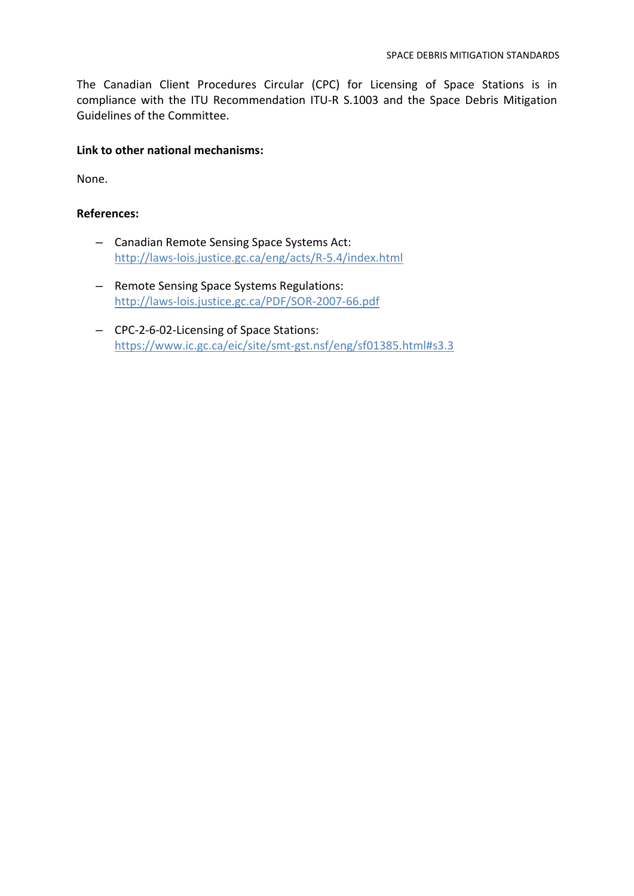The Canadian Client Procedures Circular (CPC) for Licensing of Space Stations is in compliance with the ITU Recommendation ITU-R S.1003 and the Space Debris Mitigation Guidelines of the Committee.

**Link to other national mechanisms:**

None.

**References:**

- Canadian Remote Sensing Space Systems Act:
  http://laws-lois.justice.gc.ca/eng/acts/R-5.4/index.html
- Remote Sensing Space Systems Regulations:
  http://laws-lois.justice.gc.ca/PDF/SOR-2007-66.pdf
- CPC-2-6-02-Licensing of Space Stations:
  https://www.ic.gc.ca/eic/site/smt-gst.nsf/eng/sf01385.html#s3.3